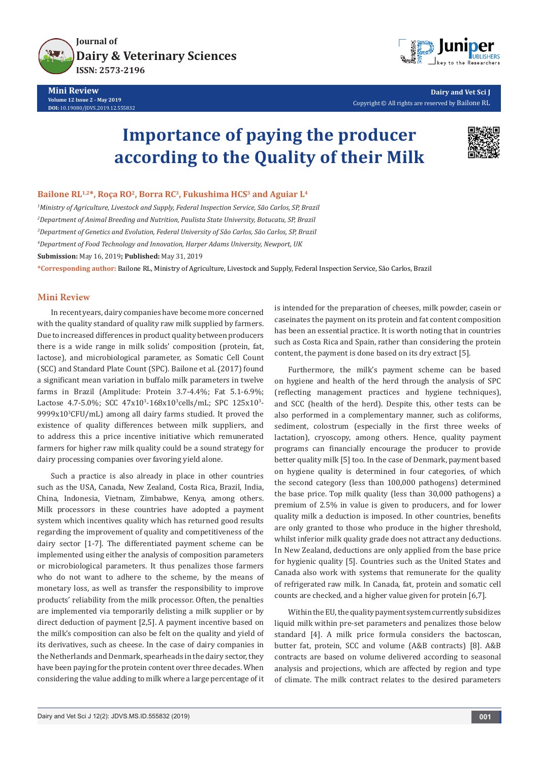# Importance of paying the producer according to the Quality of their Milk

**Bailone RL[1,2]*, Roça RO[2], Borra RC[3], Fukushima HCS[3] and Aguiar L[4]**

*[1]Ministry of Agriculture, Livestock and Supply, Federal Inspection Service, São Carlos, SP, Brazil*

*[2]Department of Animal Breeding and Nutrition, Paulista State University, Botucatu, SP, Brazil*

*[3]Department of Genetics and Evolution, Federal University of São Carlos, São Carlos, SP, Brazil*

*[4]Department of Food Technology and Innovation, Harper Adams University, Newport, UK*

**Submission:** May 16, 2019**; Published:** May 31, 2019

***Corresponding author:** Bailone RL, Ministry of Agriculture, Livestock and Supply, Federal Inspection Service, São Carlos, Brazil

## Mini Review

In recent years, dairy companies have become more concerned with the quality standard of quality raw milk supplied by farmers. Due to increased differences in product quality between producers there is a wide range in milk solids' composition (protein, fat, lactose), and microbiological parameter, as Somatic Cell Count (SCC) and Standard Plate Count (SPC). Bailone et al. (2017) found a significant mean variation in buffalo milk parameters in twelve farms in Brazil (Amplitude: Protein 3.7-4.4%; Fat 5.1-6.9%; Lactose 4.7-5.0%; SCC $47x10^3$-$168x10^3$cells/mL; SPC $125x10^3$-$9999x10^3$CFU/mL) among all dairy farms studied. It proved the existence of quality differences between milk suppliers, and to address this a price incentive initiative which remunerated farmers for higher raw milk quality could be a sound strategy for dairy processing companies over favoring yield alone.

Such a practice is also already in place in other countries such as the USA, Canada, New Zealand, Costa Rica, Brazil, India, China, Indonesia, Vietnam, Zimbabwe, Kenya, among others. Milk processors in these countries have adopted a payment system which incentives quality which has returned good results regarding the improvement of quality and competitiveness of the dairy sector [1-7]. The differentiated payment scheme can be implemented using either the analysis of composition parameters or microbiological parameters. It thus penalizes those farmers who do not want to adhere to the scheme, by the means of monetary loss, as well as transfer the responsibility to improve products' reliability from the milk processor. Often, the penalties are implemented via temporarily delisting a milk supplier or by direct deduction of payment [2,5]. A payment incentive based on the milk's composition can also be felt on the quality and yield of its derivatives, such as cheese. In the case of dairy companies in the Netherlands and Denmark, spearheads in the dairy sector, they have been paying for the protein content over three decades. When considering the value adding to milk where a large percentage of it is intended for the preparation of cheeses, milk powder, casein or caseinates the payment on its protein and fat content composition has been an essential practice. It is worth noting that in countries such as Costa Rica and Spain, rather than considering the protein content, the payment is done based on its dry extract [5].

Furthermore, the milk's payment scheme can be based on hygiene and health of the herd through the analysis of SPC (reflecting management practices and hygiene techniques), and SCC (health of the herd). Despite this, other tests can be also performed in a complementary manner, such as coliforms, sediment, colostrum (especially in the first three weeks of lactation), cryoscopy, among others. Hence, quality payment programs can financially encourage the producer to provide better quality milk [5] too. In the case of Denmark, payment based on hygiene quality is determined in four categories, of which the second category (less than 100,000 pathogens) determined the base price. Top milk quality (less than 30,000 pathogens) a premium of 2.5% in value is given to producers, and for lower quality milk a deduction is imposed. In other countries, benefits are only granted to those who produce in the higher threshold, whilst inferior milk quality grade does not attract any deductions. In New Zealand, deductions are only applied from the base price for hygienic quality [5]. Countries such as the United States and Canada also work with systems that remunerate for the quality of refrigerated raw milk. In Canada, fat, protein and somatic cell counts are checked, and a higher value given for protein [6,7].

Within the EU, the quality payment system currently subsidizes liquid milk within pre-set parameters and penalizes those below standard [4]. A milk price formula considers the bactoscan, butter fat, protein, SCC and volume (A&B contracts) [8]. A&B contracts are based on volume delivered according to seasonal analysis and projections, which are affected by region and type of climate. The milk contract relates to the desired parameters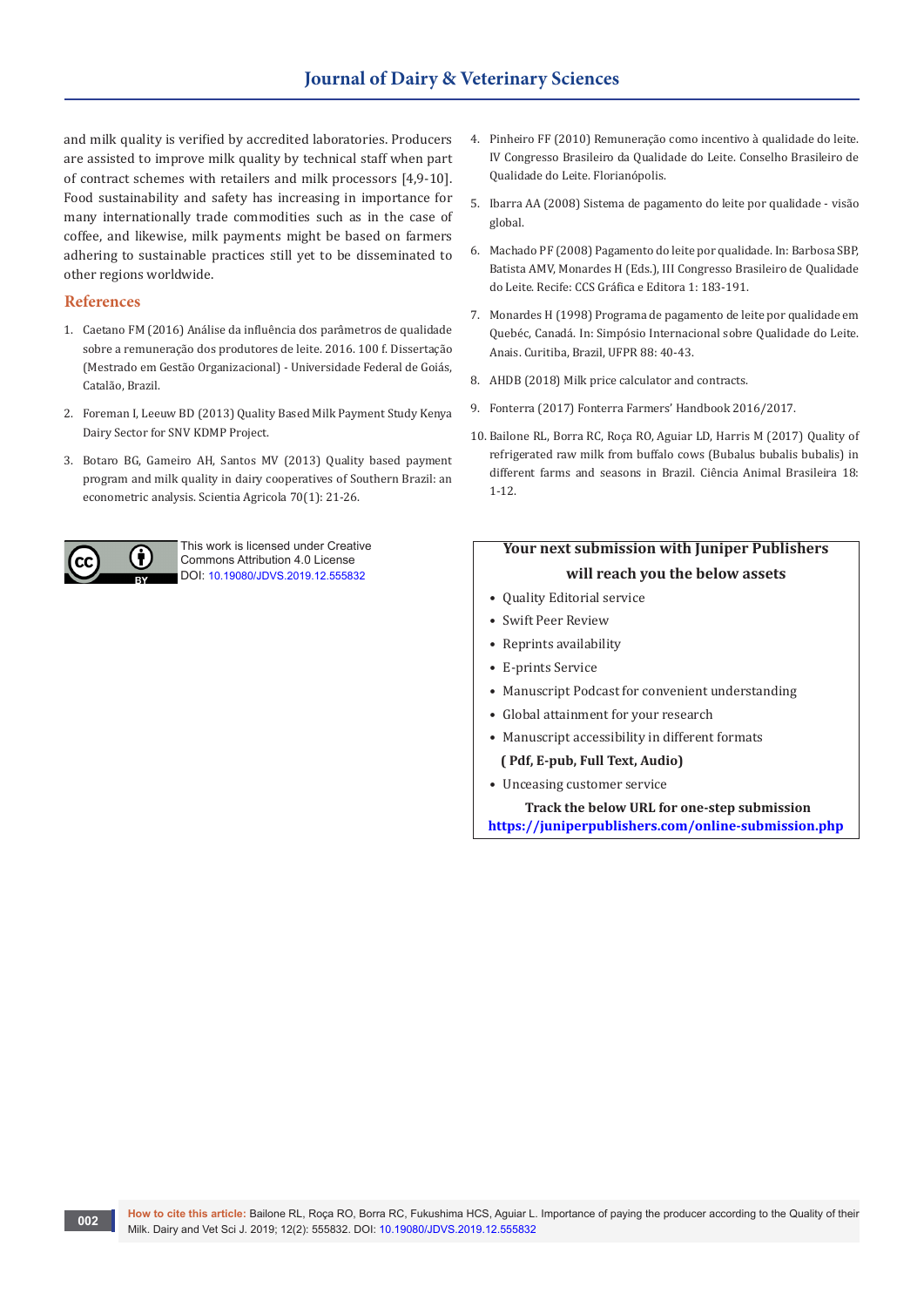and milk quality is verified by accredited laboratories. Producers are assisted to improve milk quality by technical staff when part of contract schemes with retailers and milk processors [4,9-10]. Food sustainability and safety has increasing in importance for many internationally trade commodities such as in the case of coffee, and likewise, milk payments might be based on farmers adhering to sustainable practices still yet to be disseminated to other regions worldwide.

## References

1. Caetano FM (2016) Análise da influência dos parâmetros de qualidade sobre a remuneração dos produtores de leite. 2016. 100 f. Dissertação (Mestrado em Gestão Organizacional) - Universidade Federal de Goiás, Catalão, Brazil.
2. Foreman I, Leeuw BD (2013) Quality Based Milk Payment Study Kenya Dairy Sector for SNV KDMP Project.
3. Botaro BG, Gameiro AH, Santos MV (2013) Quality based payment program and milk quality in dairy cooperatives of Southern Brazil: an econometric analysis. Scientia Agricola 70(1): 21-26.
4. Pinheiro FF (2010) Remuneração como incentivo à qualidade do leite. IV Congresso Brasileiro da Qualidade do Leite. Conselho Brasileiro de Qualidade do Leite. Florianópolis.
5. Ibarra AA (2008) Sistema de pagamento do leite por qualidade - visão global.
6. Machado PF (2008) Pagamento do leite por qualidade. In: Barbosa SBP, Batista AMV, Monardes H (Eds.), III Congresso Brasileiro de Qualidade do Leite. Recife: CCS Gráfica e Editora 1: 183-191.
7. Monardes H (1998) Programa de pagamento de leite por qualidade em Quebéc, Canadá. In: Simpósio Internacional sobre Qualidade do Leite. Anais. Curitiba, Brazil, UFPR 88: 40-43.
8. AHDB (2018) Milk price calculator and contracts.
9. Fonterra (2017) Fonterra Farmers' Handbook 2016/2017.
10. Bailone RL, Borra RC, Roça RO, Aguiar LD, Harris M (2017) Quality of refrigerated raw milk from buffalo cows (Bubalus bubalis bubalis) in different farms and seasons in Brazil. Ciência Animal Brasileira 18: 1-12.

This work is licensed under Creative Commons Attribution 4.0 License
DOI: 10.19080/JDVS.2019.12.555832

**Your next submission with Juniper Publishers will reach you the below assets**

- Quality Editorial service
- Swift Peer Review
- Reprints availability
- E-prints Service
- Manuscript Podcast for convenient understanding
- Global attainment for your research
- Manuscript accessibility in different formats

  **( Pdf, E-pub, Full Text, Audio)**
- Unceasing customer service

**Track the below URL for one-step submission**
**https://juniperpublishers.com/online-submission.php**

**How to cite this article:** Bailone RL, Roça RO, Borra RC, Fukushima HCS, Aguiar L. Importance of paying the producer according to the Quality of their Milk. Dairy and Vet Sci J. 2019; 12(2): 555832. DOI: 10.19080/JDVS.2019.12.555832